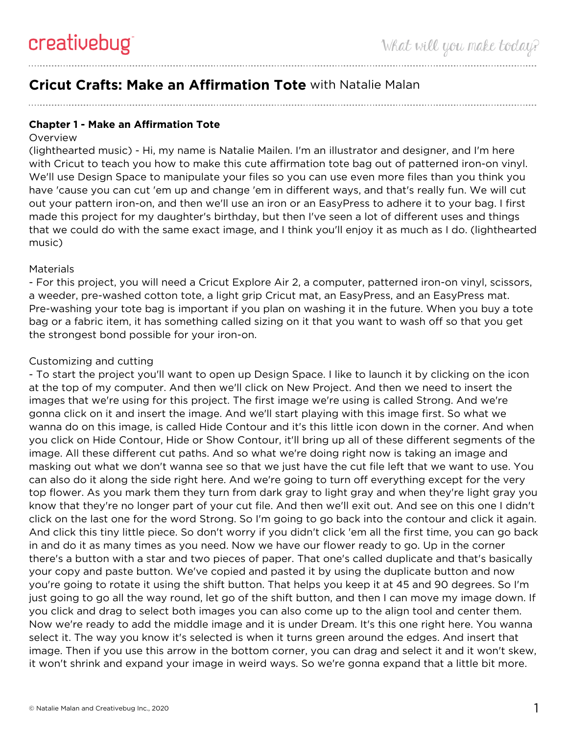# Cricut Crafts: Make an Affirmation Tote with Natalie Malan

## Chapter 1 - Make an Affirmation Tote

Overview

(lighthearted music) - Hi, my name is Natalie Mailen. I'm an illustrator and designer, and I'm here with Cricut to teach you how to make this cute affirmation tote bag out of patterned iron-on vinyl. We'll use Design Space to manipulate your files so you can use even more files than you think you have 'cause you can cut 'em up and change 'em in different ways, and that's really fun. We will cut out your pattern iron-on, and then we'll use an iron or an EasyPress to adhere it to your bag. I first made this project for my daughter's birthday, but then I've seen a lot of different uses and things that we could do with the same exact image, and I think you'll enjoy it as much as I do. (lighthearted music)

Materials

- For this project, you will need a Cricut Explore Air 2, a computer, patterned iron-on vinyl, scissors, a weeder, pre-washed cotton tote, a light grip Cricut mat, an EasyPress, and an EasyPress mat. Pre-washing your tote bag is important if you plan on washing it in the future. When you buy a tote bag or a fabric item, it has something called sizing on it that you want to wash off so that you get the strongest bond possible for your iron-on.

Customizing and cutting

- To start the project you'll want to open up Design Space. I like to launch it by clicking on the icon at the top of my computer. And then we'll click on New Project. And then we need to insert the images that we're using for this project. The first image we're using is called Strong. And we're gonna click on it and insert the image. And we'll start playing with this image first. So what we wanna do on this image, is called Hide Contour and it's this little icon down in the corner. And when you click on Hide Contour, Hide or Show Contour, it'll bring up all of these different segments of the image. All these different cut paths. And so what we're doing right now is taking an image and masking out what we don't wanna see so that we just have the cut file left that we want to use. You can also do it along the side right here. And we're going to turn off everything except for the very top flower. As you mark them they turn from dark gray to light gray and when they're light gray you know that they're no longer part of your cut file. And then we'll exit out. And see on this one I didn't click on the last one for the word Strong. So I'm going to go back into the contour and click it again. And click this tiny little piece. So don't worry if you didn't click 'em all the first time, you can go back in and do it as many times as you need. Now we have our flower ready to go. Up in the corner there's a button with a star and two pieces of paper. That one's called duplicate and that's basically your copy and paste button. We've copied and pasted it by using the duplicate button and now you're going to rotate it using the shift button. That helps you keep it at 45 and 90 degrees. So I'm just going to go all the way round, let go of the shift button, and then I can move my image down. If you click and drag to select both images you can also come up to the align tool and center them. Now we're ready to add the middle image and it is under Dream. It's this one right here. You wanna select it. The way you know it's selected is when it turns green around the edges. And insert that image. Then if you use this arrow in the bottom corner, you can drag and select it and it won't skew, it won't shrink and expand your image in weird ways. So we're gonna expand that a little bit more.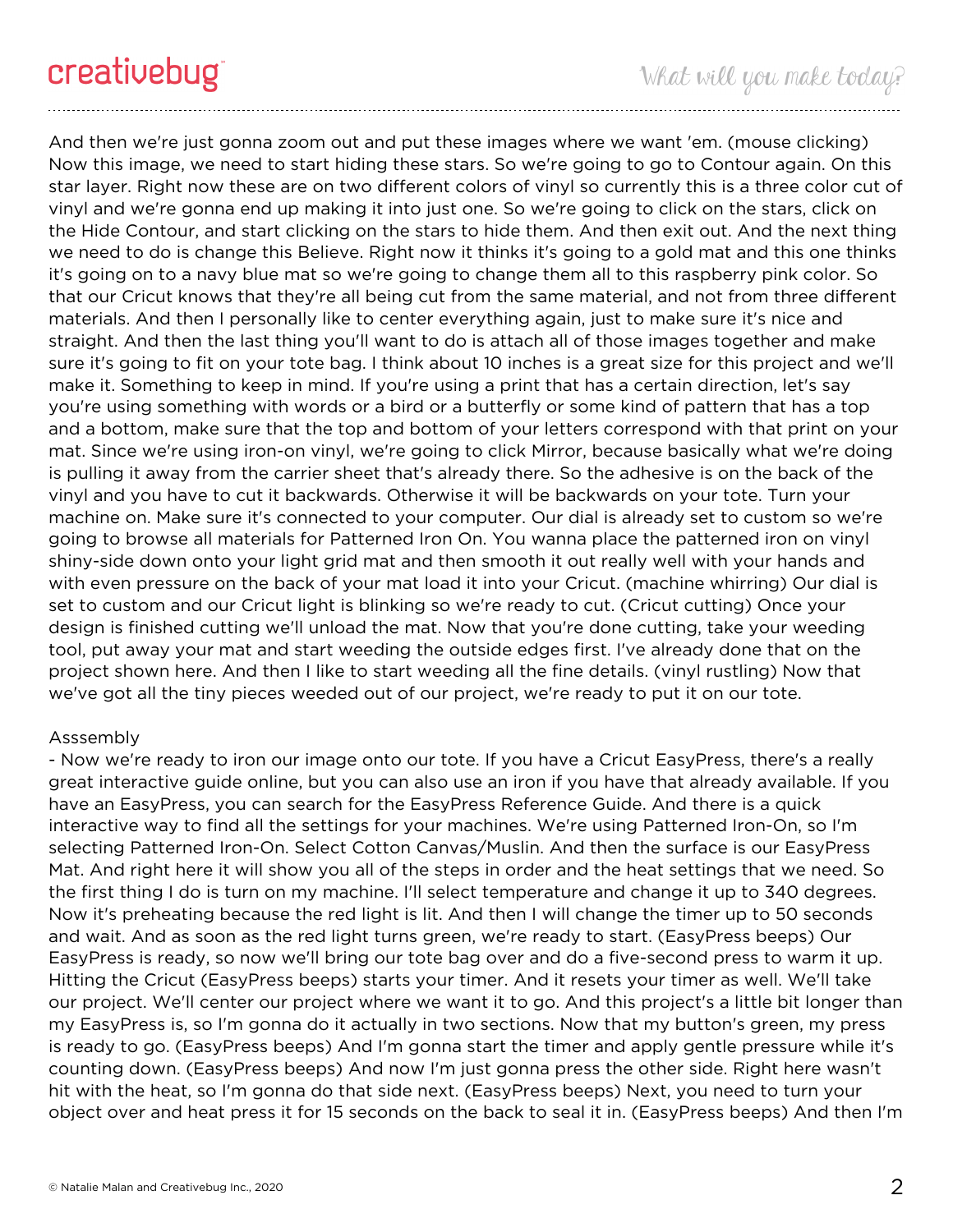And then we're just gonna zoom out and put these images where we want 'em. (mouse clicking) Now this image, we need to start hiding these stars. So we're going to go to Contour again. On this star layer. Right now these are on two different colors of vinyl so currently this is a three color cut of vinyl and we're gonna end up making it into just one. So we're going to click on the stars, click on the Hide Contour, and start clicking on the stars to hide them. And then exit out. And the next thing we need to do is change this Believe. Right now it thinks it's going to a gold mat and this one thinks it's going on to a navy blue mat so we're going to change them all to this raspberry pink color. So that our Cricut knows that they're all being cut from the same material, and not from three different materials. And then I personally like to center everything again, just to make sure it's nice and straight. And then the last thing you'll want to do is attach all of those images together and make sure it's going to fit on your tote bag. I think about 10 inches is a great size for this project and we'll make it. Something to keep in mind. If you're using a print that has a certain direction, let's say you're using something with words or a bird or a butterfly or some kind of pattern that has a top and a bottom, make sure that the top and bottom of your letters correspond with that print on your mat. Since we're using iron-on vinyl, we're going to click Mirror, because basically what we're doing is pulling it away from the carrier sheet that's already there. So the adhesive is on the back of the vinyl and you have to cut it backwards. Otherwise it will be backwards on your tote. Turn your machine on. Make sure it's connected to your computer. Our dial is already set to custom so we're going to browse all materials for Patterned Iron On. You wanna place the patterned iron on vinyl shiny-side down onto your light grid mat and then smooth it out really well with your hands and with even pressure on the back of your mat load it into your Cricut. (machine whirring) Our dial is set to custom and our Cricut light is blinking so we're ready to cut. (Cricut cutting) Once your design is finished cutting we'll unload the mat. Now that you're done cutting, take your weeding tool, put away your mat and start weeding the outside edges first. I've already done that on the project shown here. And then I like to start weeding all the fine details. (vinyl rustling) Now that we've got all the tiny pieces weeded out of our project, we're ready to put it on our tote.

Asssembly

- Now we're ready to iron our image onto our tote. If you have a Cricut EasyPress, there's a really great interactive guide online, but you can also use an iron if you have that already available. If you have an EasyPress, you can search for the EasyPress Reference Guide. And there is a quick interactive way to find all the settings for your machines. We're using Patterned Iron-On, so I'm selecting Patterned Iron-On. Select Cotton Canvas/Muslin. And then the surface is our EasyPress Mat. And right here it will show you all of the steps in order and the heat settings that we need. So the first thing I do is turn on my machine. I'll select temperature and change it up to 340 degrees. Now it's preheating because the red light is lit. And then I will change the timer up to 50 seconds and wait. And as soon as the red light turns green, we're ready to start. (EasyPress beeps) Our EasyPress is ready, so now we'll bring our tote bag over and do a five-second press to warm it up. Hitting the Cricut (EasyPress beeps) starts your timer. And it resets your timer as well. We'll take our project. We'll center our project where we want it to go. And this project's a little bit longer than my EasyPress is, so I'm gonna do it actually in two sections. Now that my button's green, my press is ready to go. (EasyPress beeps) And I'm gonna start the timer and apply gentle pressure while it's counting down. (EasyPress beeps) And now I'm just gonna press the other side. Right here wasn't hit with the heat, so I'm gonna do that side next. (EasyPress beeps) Next, you need to turn your object over and heat press it for 15 seconds on the back to seal it in. (EasyPress beeps) And then I'm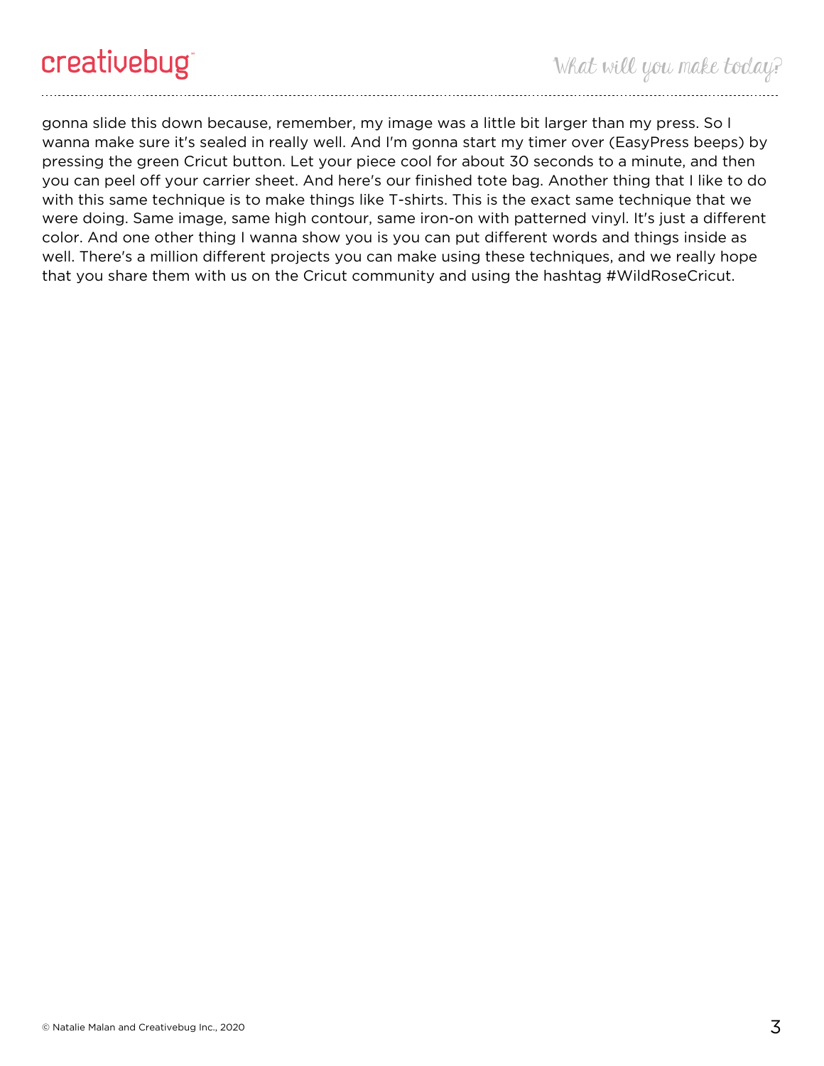gonna slide this down because, remember, my image was a little bit larger than my press. So I wanna make sure it's sealed in really well. And I'm gonna start my timer over (EasyPress beeps) by pressing the green Cricut button. Let your piece cool for about 30 seconds to a minute, and then you can peel off your carrier sheet. And here's our finished tote bag. Another thing that I like to do with this same technique is to make things like T-shirts. This is the exact same technique that we were doing. Same image, same high contour, same iron-on with patterned vinyl. It's just a different color. And one other thing I wanna show you is you can put different words and things inside as well. There's a million different projects you can make using these techniques, and we really hope that you share them with us on the Cricut community and using the hashtag #WildRoseCricut.